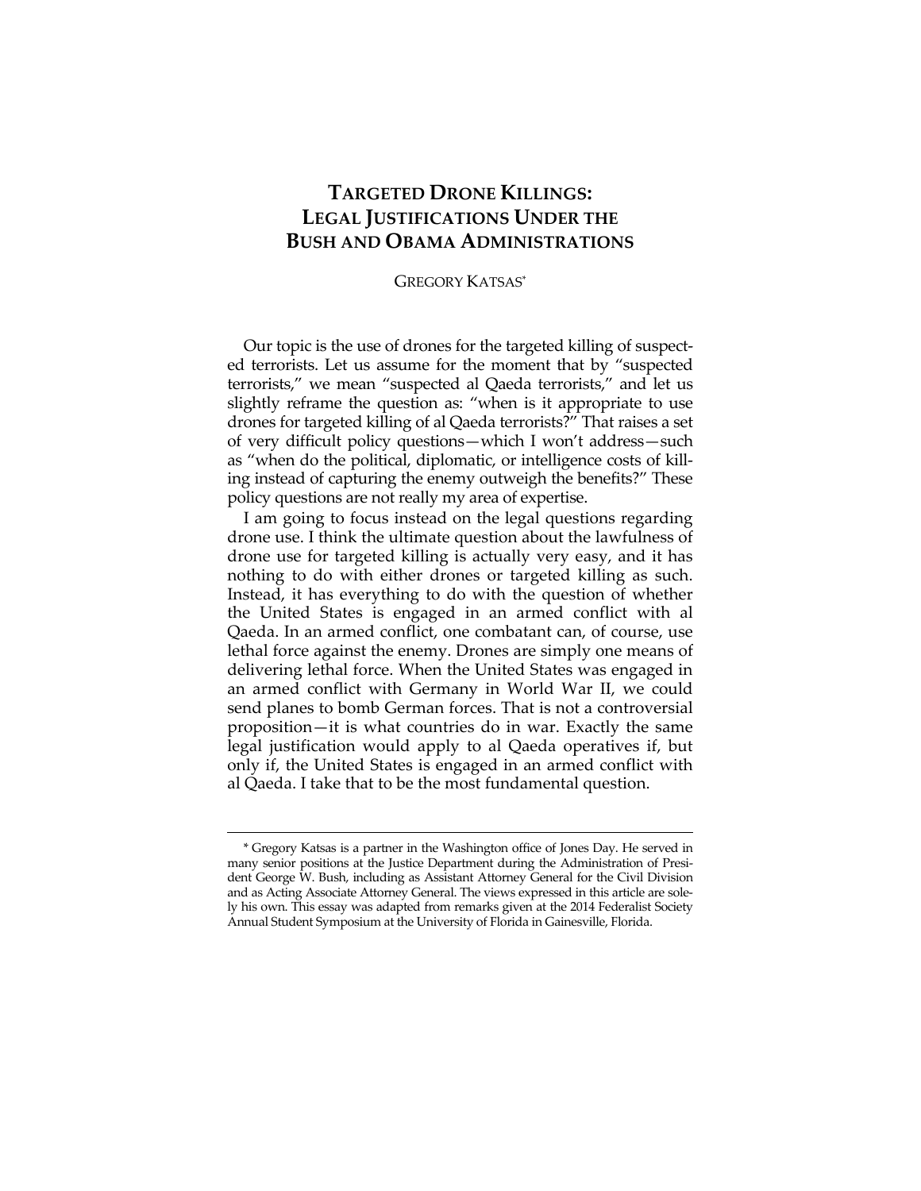# TARGETED DRONE KILLINGS: LEGAL JUSTIFICATIONS UNDER THE BUSH AND OBAMA ADMINISTRATIONS

GREGORY KATSAS*

Our topic is the use of drones for the targeted killing of suspected terrorists. Let us assume for the moment that by "suspected terrorists," we mean "suspected al Qaeda terrorists," and let us slightly reframe the question as: "when is it appropriate to use drones for targeted killing of al Qaeda terrorists?" That raises a set of very difficult policy questions—which I won't address—such as "when do the political, diplomatic, or intelligence costs of killing instead of capturing the enemy outweigh the benefits?" These policy questions are not really my area of expertise.

I am going to focus instead on the legal questions regarding drone use. I think the ultimate question about the lawfulness of drone use for targeted killing is actually very easy, and it has nothing to do with either drones or targeted killing as such. Instead, it has everything to do with the question of whether the United States is engaged in an armed conflict with al Qaeda. In an armed conflict, one combatant can, of course, use lethal force against the enemy. Drones are simply one means of delivering lethal force. When the United States was engaged in an armed conflict with Germany in World War II, we could send planes to bomb German forces. That is not a controversial proposition—it is what countries do in war. Exactly the same legal justification would apply to al Qaeda operatives if, but only if, the United States is engaged in an armed conflict with al Qaeda. I take that to be the most fundamental question.

---

\* Gregory Katsas is a partner in the Washington office of Jones Day. He served in many senior positions at the Justice Department during the Administration of President George W. Bush, including as Assistant Attorney General for the Civil Division and as Acting Associate Attorney General. The views expressed in this article are solely his own. This essay was adapted from remarks given at the 2014 Federalist Society Annual Student Symposium at the University of Florida in Gainesville, Florida.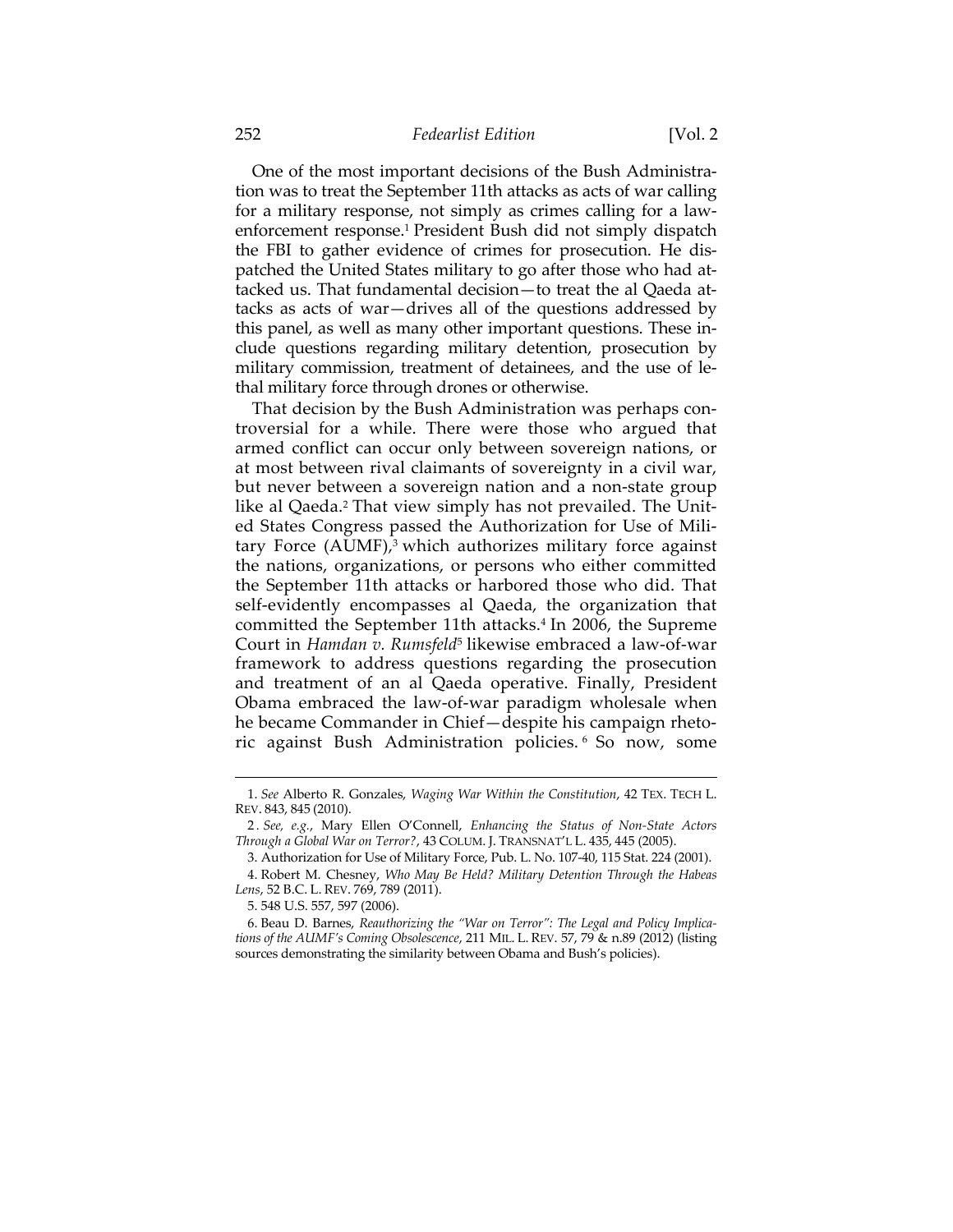One of the most important decisions of the Bush Administration was to treat the September 11th attacks as acts of war calling for a military response, not simply as crimes calling for a law-enforcement response.[1] President Bush did not simply dispatch the FBI to gather evidence of crimes for prosecution. He dispatched the United States military to go after those who had attacked us. That fundamental decision—to treat the al Qaeda attacks as acts of war—drives all of the questions addressed by this panel, as well as many other important questions. These include questions regarding military detention, prosecution by military commission, treatment of detainees, and the use of lethal military force through drones or otherwise.

That decision by the Bush Administration was perhaps controversial for a while. There were those who argued that armed conflict can occur only between sovereign nations, or at most between rival claimants of sovereignty in a civil war, but never between a sovereign nation and a non-state group like al Qaeda.[2] That view simply has not prevailed. The United States Congress passed the Authorization for Use of Military Force (AUMF),[3] which authorizes military force against the nations, organizations, or persons who either committed the September 11th attacks or harbored those who did. That self-evidently encompasses al Qaeda, the organization that committed the September 11th attacks.[4] In 2006, the Supreme Court in *Hamdan v. Rumsfeld*[5] likewise embraced a law-of-war framework to address questions regarding the prosecution and treatment of an al Qaeda operative. Finally, President Obama embraced the law-of-war paradigm wholesale when he became Commander in Chief—despite his campaign rhetoric against Bush Administration policies.[6] So now, some

---

1. *See* Alberto R. Gonzales, *Waging War Within the Constitution*, 42 TEX. TECH L. REV. 843, 845 (2010).

2. *See, e.g.*, Mary Ellen O'Connell, *Enhancing the Status of Non-State Actors Through a Global War on Terror?*, 43 COLUM. J. TRANSNAT'L L. 435, 445 (2005).

3. Authorization for Use of Military Force, Pub. L. No. 107-40, 115 Stat. 224 (2001).

4. Robert M. Chesney, *Who May Be Held? Military Detention Through the Habeas Lens*, 52 B.C. L. REV. 769, 789 (2011).

5. 548 U.S. 557, 597 (2006).

6. Beau D. Barnes, *Reauthorizing the "War on Terror": The Legal and Policy Implications of the AUMF's Coming Obsolescence*, 211 MIL. L. REV. 57, 79 & n.89 (2012) (listing sources demonstrating the similarity between Obama and Bush's policies).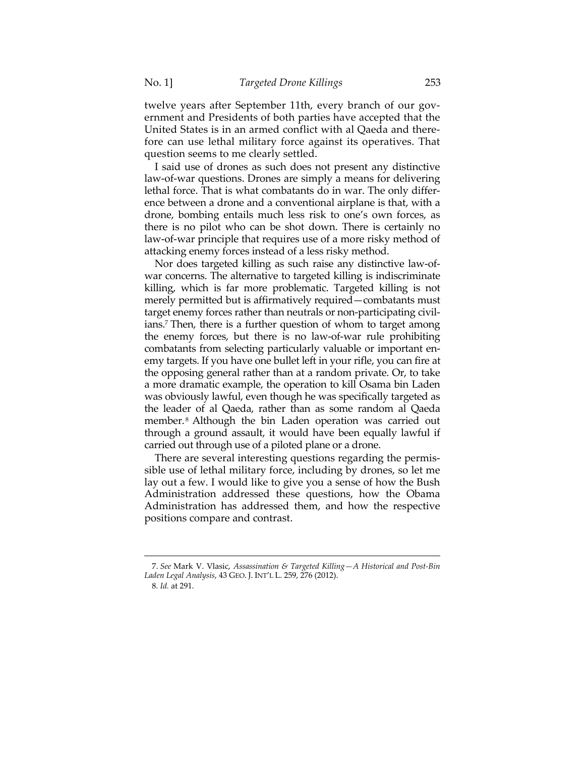twelve years after September 11th, every branch of our government and Presidents of both parties have accepted that the United States is in an armed conflict with al Qaeda and therefore can use lethal military force against its operatives. That question seems to me clearly settled.

I said use of drones as such does not present any distinctive law-of-war questions. Drones are simply a means for delivering lethal force. That is what combatants do in war. The only difference between a drone and a conventional airplane is that, with a drone, bombing entails much less risk to one's own forces, as there is no pilot who can be shot down. There is certainly no law-of-war principle that requires use of a more risky method of attacking enemy forces instead of a less risky method.

Nor does targeted killing as such raise any distinctive law-of-war concerns. The alternative to targeted killing is indiscriminate killing, which is far more problematic. Targeted killing is not merely permitted but is affirmatively required—combatants must target enemy forces rather than neutrals or non-participating civilians.[7] Then, there is a further question of whom to target among the enemy forces, but there is no law-of-war rule prohibiting combatants from selecting particularly valuable or important enemy targets. If you have one bullet left in your rifle, you can fire at the opposing general rather than at a random private. Or, to take a more dramatic example, the operation to kill Osama bin Laden was obviously lawful, even though he was specifically targeted as the leader of al Qaeda, rather than as some random al Qaeda member.[8] Although the bin Laden operation was carried out through a ground assault, it would have been equally lawful if carried out through use of a piloted plane or a drone.

There are several interesting questions regarding the permissible use of lethal military force, including by drones, so let me lay out a few. I would like to give you a sense of how the Bush Administration addressed these questions, how the Obama Administration has addressed them, and how the respective positions compare and contrast.

---

7. *See* Mark V. Vlasic, *Assassination & Targeted Killing—A Historical and Post-Bin Laden Legal Analysis*, 43 GEO. J. INT'L L. 259, 276 (2012).

8. *Id.* at 291.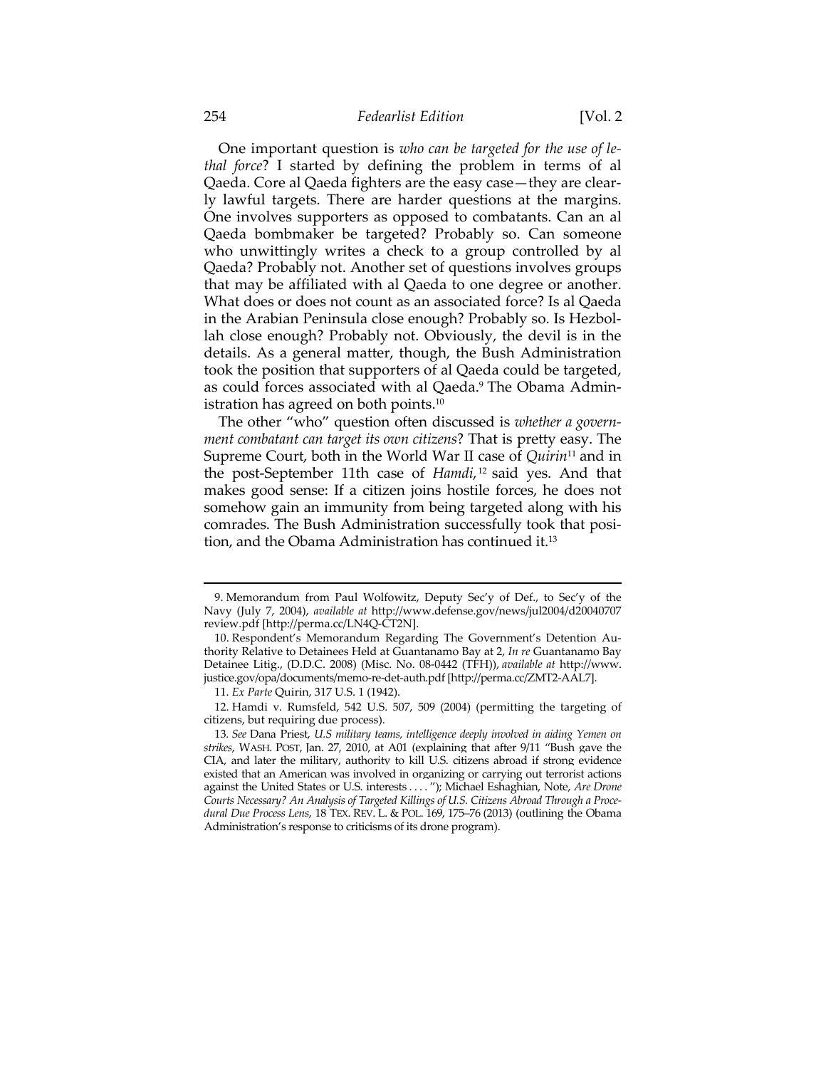One important question is *who can be targeted for the use of lethal force*? I started by defining the problem in terms of al Qaeda. Core al Qaeda fighters are the easy case—they are clearly lawful targets. There are harder questions at the margins. One involves supporters as opposed to combatants. Can an al Qaeda bombmaker be targeted? Probably so. Can someone who unwittingly writes a check to a group controlled by al Qaeda? Probably not. Another set of questions involves groups that may be affiliated with al Qaeda to one degree or another. What does or does not count as an associated force? Is al Qaeda in the Arabian Peninsula close enough? Probably so. Is Hezbollah close enough? Probably not. Obviously, the devil is in the details. As a general matter, though, the Bush Administration took the position that supporters of al Qaeda could be targeted, as could forces associated with al Qaeda.[9] The Obama Administration has agreed on both points.[10]

The other "who" question often discussed is *whether a government combatant can target its own citizens*? That is pretty easy. The Supreme Court, both in the World War II case of *Quirin*[11] and in the post-September 11th case of *Hamdi*,[12] said yes. And that makes good sense: If a citizen joins hostile forces, he does not somehow gain an immunity from being targeted along with his comrades. The Bush Administration successfully took that position, and the Obama Administration has continued it.[13]

---

9. Memorandum from Paul Wolfowitz, Deputy Sec'y of Def., to Sec'y of the Navy (July 7, 2004), *available at* http://www.defense.gov/news/jul2004/d20040707review.pdf [http://perma.cc/LN4Q-CT2N].

10. Respondent's Memorandum Regarding The Government's Detention Authority Relative to Detainees Held at Guantanamo Bay at 2, *In re* Guantanamo Bay Detainee Litig., (D.D.C. 2008) (Misc. No. 08-0442 (TFH)), *available at* http://www.justice.gov/opa/documents/memo-re-det-auth.pdf [http://perma.cc/ZMT2-AAL7].

11. *Ex Parte* Quirin, 317 U.S. 1 (1942).

12. Hamdi v. Rumsfeld, 542 U.S. 507, 509 (2004) (permitting the targeting of citizens, but requiring due process).

13. *See* Dana Priest, *U.S military teams, intelligence deeply involved in aiding Yemen on strikes*, WASH. POST, Jan. 27, 2010, at A01 (explaining that after 9/11 "Bush gave the CIA, and later the military, authority to kill U.S. citizens abroad if strong evidence existed that an American was involved in organizing or carrying out terrorist actions against the United States or U.S. interests . . . ."); Michael Eshaghian, Note, *Are Drone Courts Necessary? An Analysis of Targeted Killings of U.S. Citizens Abroad Through a Procedural Due Process Lens*, 18 TEX. REV. L. & POL. 169, 175–76 (2013) (outlining the Obama Administration's response to criticisms of its drone program).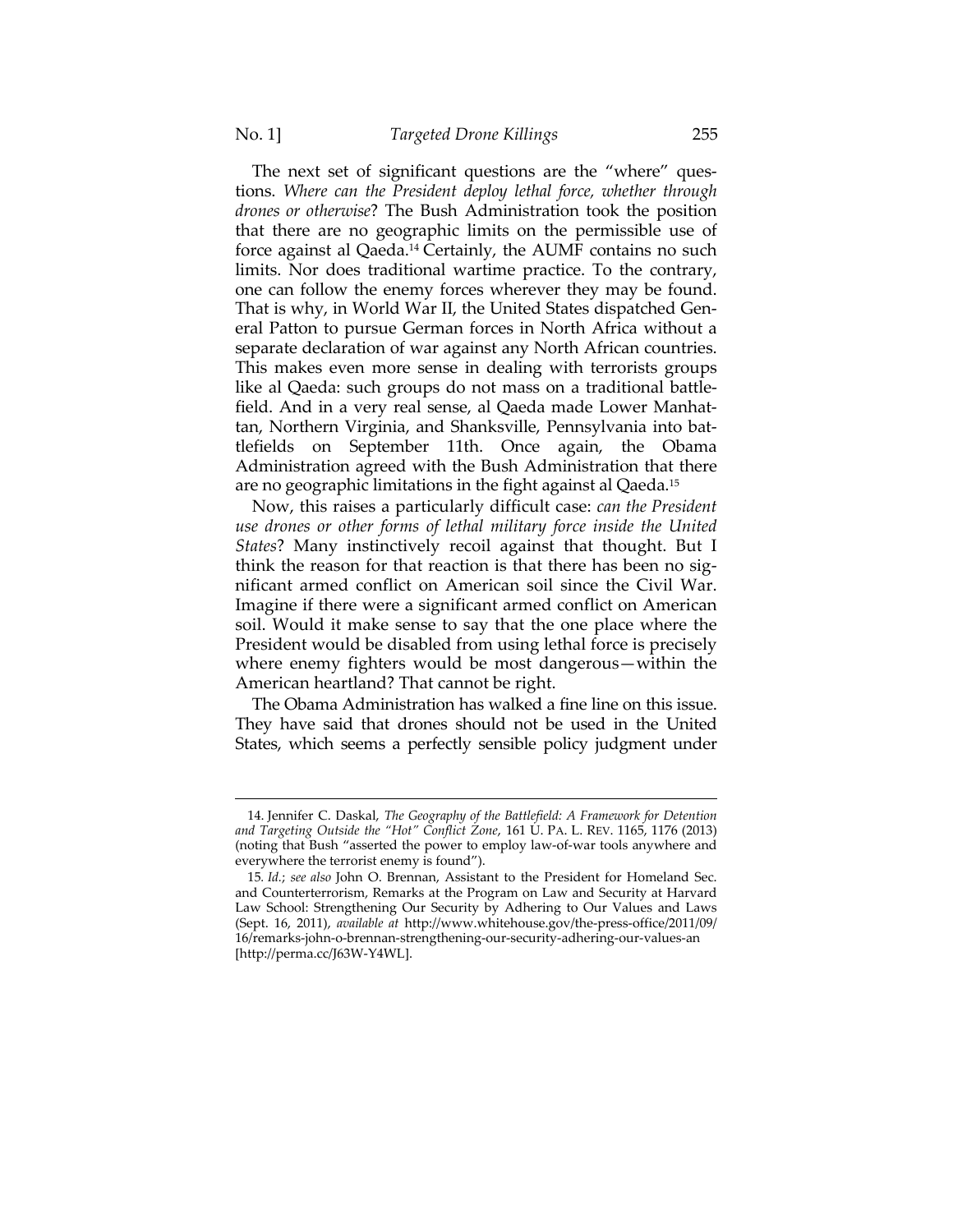The next set of significant questions are the "where" questions. *Where can the President deploy lethal force, whether through drones or otherwise*? The Bush Administration took the position that there are no geographic limits on the permissible use of force against al Qaeda.[14] Certainly, the AUMF contains no such limits. Nor does traditional wartime practice. To the contrary, one can follow the enemy forces wherever they may be found. That is why, in World War II, the United States dispatched General Patton to pursue German forces in North Africa without a separate declaration of war against any North African countries. This makes even more sense in dealing with terrorists groups like al Qaeda: such groups do not mass on a traditional battlefield. And in a very real sense, al Qaeda made Lower Manhattan, Northern Virginia, and Shanksville, Pennsylvania into battlefields on September 11th. Once again, the Obama Administration agreed with the Bush Administration that there are no geographic limitations in the fight against al Qaeda.[15]

Now, this raises a particularly difficult case: *can the President use drones or other forms of lethal military force inside the United States*? Many instinctively recoil against that thought. But I think the reason for that reaction is that there has been no significant armed conflict on American soil since the Civil War. Imagine if there were a significant armed conflict on American soil. Would it make sense to say that the one place where the President would be disabled from using lethal force is precisely where enemy fighters would be most dangerous—within the American heartland? That cannot be right.

The Obama Administration has walked a fine line on this issue. They have said that drones should not be used in the United States, which seems a perfectly sensible policy judgment under

---

14. Jennifer C. Daskal, *The Geography of the Battlefield: A Framework for Detention and Targeting Outside the "Hot" Conflict Zone*, 161 U. PA. L. REV. 1165, 1176 (2013) (noting that Bush "asserted the power to employ law-of-war tools anywhere and everywhere the terrorist enemy is found").

15. *Id.*; *see also* John O. Brennan, Assistant to the President for Homeland Sec. and Counterterrorism, Remarks at the Program on Law and Security at Harvard Law School: Strengthening Our Security by Adhering to Our Values and Laws (Sept. 16, 2011), *available at* http://www.whitehouse.gov/the-press-office/2011/09/16/remarks-john-o-brennan-strengthening-our-security-adhering-our-values-an [http://perma.cc/J63W-Y4WL].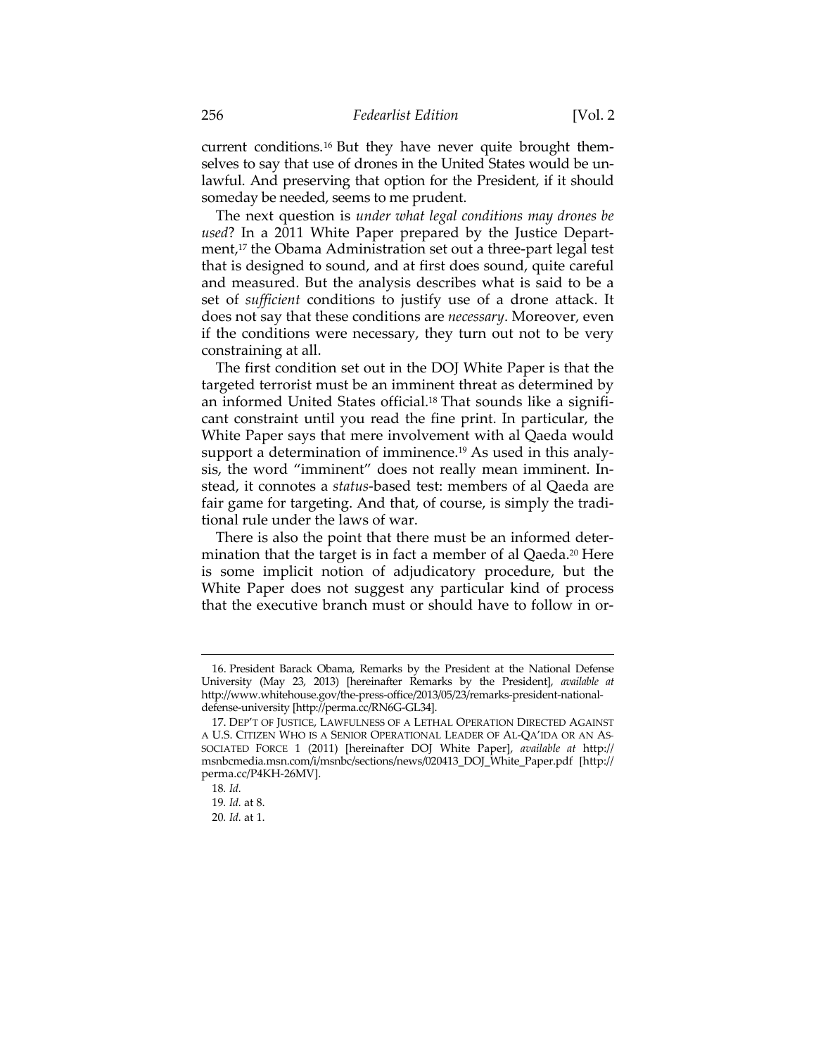current conditions.[16] But they have never quite brought themselves to say that use of drones in the United States would be unlawful. And preserving that option for the President, if it should someday be needed, seems to me prudent.

The next question is *under what legal conditions may drones be used*? In a 2011 White Paper prepared by the Justice Department,[17] the Obama Administration set out a three-part legal test that is designed to sound, and at first does sound, quite careful and measured. But the analysis describes what is said to be a set of *sufficient* conditions to justify use of a drone attack. It does not say that these conditions are *necessary*. Moreover, even if the conditions were necessary, they turn out not to be very constraining at all.

The first condition set out in the DOJ White Paper is that the targeted terrorist must be an imminent threat as determined by an informed United States official.[18] That sounds like a significant constraint until you read the fine print. In particular, the White Paper says that mere involvement with al Qaeda would support a determination of imminence.[19] As used in this analysis, the word "imminent" does not really mean imminent. Instead, it connotes a *status*-based test: members of al Qaeda are fair game for targeting. And that, of course, is simply the traditional rule under the laws of war.

There is also the point that there must be an informed determination that the target is in fact a member of al Qaeda.[20] Here is some implicit notion of adjudicatory procedure, but the White Paper does not suggest any particular kind of process that the executive branch must or should have to follow in or-

---

16. President Barack Obama, Remarks by the President at the National Defense University (May 23, 2013) [hereinafter Remarks by the President], *available at* http://www.whitehouse.gov/the-press-office/2013/05/23/remarks-president-national-defense-university [http://perma.cc/RN6G-GL34].

17. DEP'T OF JUSTICE, LAWFULNESS OF A LETHAL OPERATION DIRECTED AGAINST A U.S. CITIZEN WHO IS A SENIOR OPERATIONAL LEADER OF AL-QA'IDA OR AN ASSOCIATED FORCE 1 (2011) [hereinafter DOJ White Paper], *available at* http://msnbcmedia.msn.com/i/msnbc/sections/news/020413_DOJ_White_Paper.pdf [http://perma.cc/P4KH-26MV].

18. *Id.*

19. *Id.* at 8.

20. *Id.* at 1.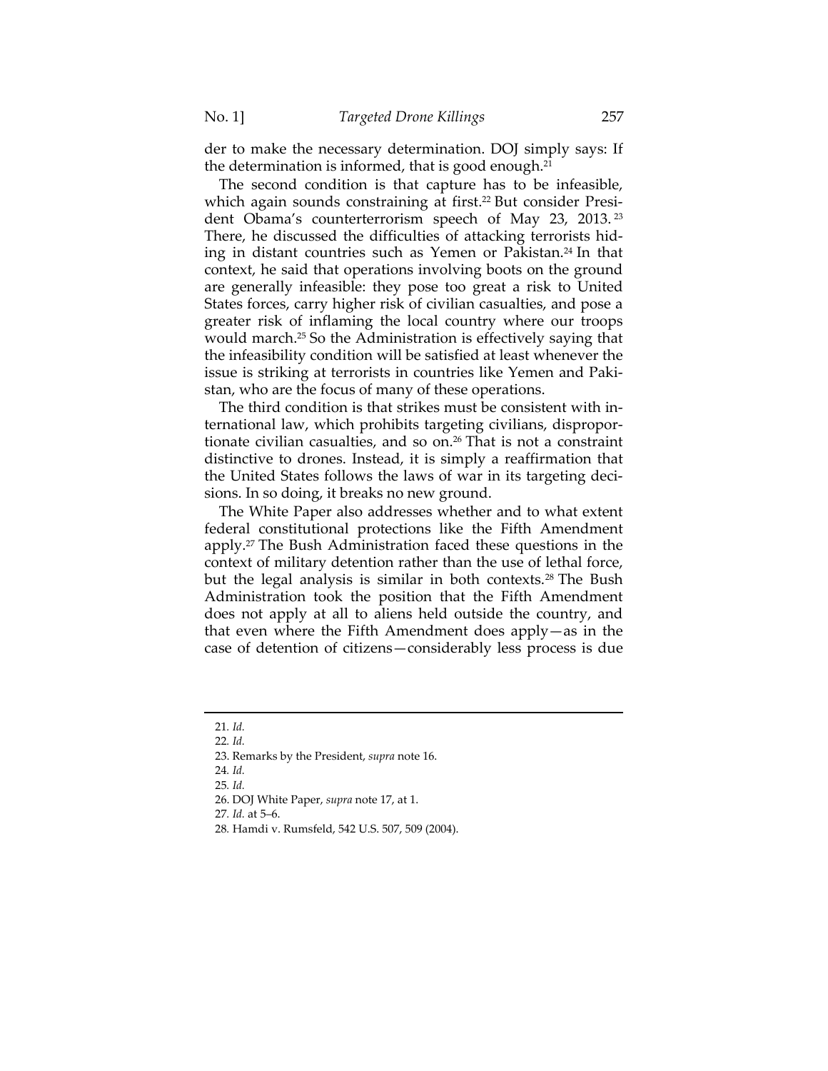der to make the necessary determination. DOJ simply says: If the determination is informed, that is good enough.[21]

The second condition is that capture has to be infeasible, which again sounds constraining at first.[22] But consider President Obama's counterterrorism speech of May 23, 2013.[23] There, he discussed the difficulties of attacking terrorists hiding in distant countries such as Yemen or Pakistan.[24] In that context, he said that operations involving boots on the ground are generally infeasible: they pose too great a risk to United States forces, carry higher risk of civilian casualties, and pose a greater risk of inflaming the local country where our troops would march.[25] So the Administration is effectively saying that the infeasibility condition will be satisfied at least whenever the issue is striking at terrorists in countries like Yemen and Pakistan, who are the focus of many of these operations.

The third condition is that strikes must be consistent with international law, which prohibits targeting civilians, disproportionate civilian casualties, and so on.[26] That is not a constraint distinctive to drones. Instead, it is simply a reaffirmation that the United States follows the laws of war in its targeting decisions. In so doing, it breaks no new ground.

The White Paper also addresses whether and to what extent federal constitutional protections like the Fifth Amendment apply.[27] The Bush Administration faced these questions in the context of military detention rather than the use of lethal force, but the legal analysis is similar in both contexts.[28] The Bush Administration took the position that the Fifth Amendment does not apply at all to aliens held outside the country, and that even where the Fifth Amendment does apply—as in the case of detention of citizens—considerably less process is due

---

21. *Id.*
22. *Id.*
23. Remarks by the President, *supra* note 16.
24. *Id.*
25. *Id.*
26. DOJ White Paper, *supra* note 17, at 1.
27. *Id.* at 5–6.
28. Hamdi v. Rumsfeld, 542 U.S. 507, 509 (2004).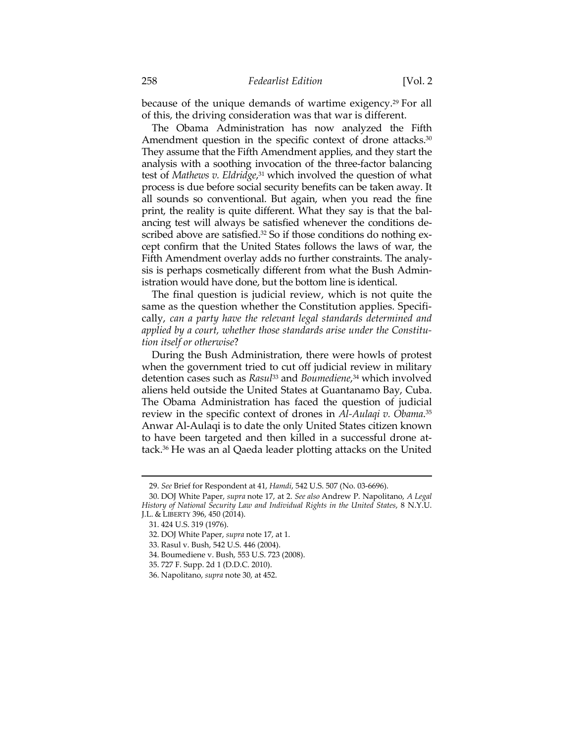because of the unique demands of wartime exigency.[29] For all of this, the driving consideration was that war is different.

The Obama Administration has now analyzed the Fifth Amendment question in the specific context of drone attacks.[30] They assume that the Fifth Amendment applies, and they start the analysis with a soothing invocation of the three-factor balancing test of *Mathews v. Eldridge*,[31] which involved the question of what process is due before social security benefits can be taken away. It all sounds so conventional. But again, when you read the fine print, the reality is quite different. What they say is that the balancing test will always be satisfied whenever the conditions described above are satisfied.[32] So if those conditions do nothing except confirm that the United States follows the laws of war, the Fifth Amendment overlay adds no further constraints. The analysis is perhaps cosmetically different from what the Bush Administration would have done, but the bottom line is identical.

The final question is judicial review, which is not quite the same as the question whether the Constitution applies. Specifically, *can a party have the relevant legal standards determined and applied by a court, whether those standards arise under the Constitution itself or otherwise*?

During the Bush Administration, there were howls of protest when the government tried to cut off judicial review in military detention cases such as *Rasul*[33] and *Boumediene*,[34] which involved aliens held outside the United States at Guantanamo Bay, Cuba. The Obama Administration has faced the question of judicial review in the specific context of drones in *Al-Aulaqi v. Obama*.[35] Anwar Al-Aulaqi is to date the only United States citizen known to have been targeted and then killed in a successful drone attack.[36] He was an al Qaeda leader plotting attacks on the United

---

29. *See* Brief for Respondent at 41, *Hamdi*, 542 U.S. 507 (No. 03-6696).

30. DOJ White Paper, *supra* note 17, at 2. *See also* Andrew P. Napolitano, *A Legal History of National Security Law and Individual Rights in the United States*, 8 N.Y.U. J.L. & LIBERTY 396, 450 (2014).

31. 424 U.S. 319 (1976).

32. DOJ White Paper, *supra* note 17, at 1.

33. Rasul v. Bush, 542 U.S. 446 (2004).

34. Boumediene v. Bush, 553 U.S. 723 (2008).

35. 727 F. Supp. 2d 1 (D.D.C. 2010).

36. Napolitano, *supra* note 30, at 452.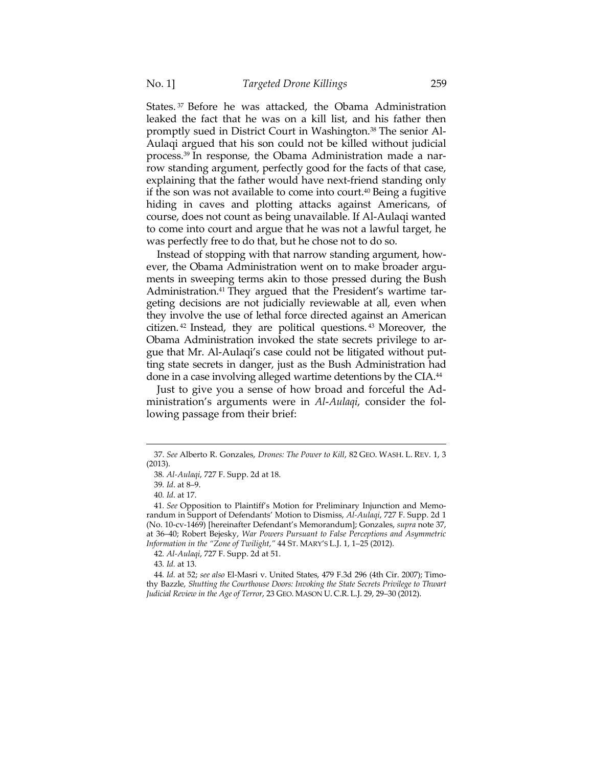States.[37] Before he was attacked, the Obama Administration leaked the fact that he was on a kill list, and his father then promptly sued in District Court in Washington.[38] The senior Al-Aulaqi argued that his son could not be killed without judicial process.[39] In response, the Obama Administration made a narrow standing argument, perfectly good for the facts of that case, explaining that the father would have next-friend standing only if the son was not available to come into court.[40] Being a fugitive hiding in caves and plotting attacks against Americans, of course, does not count as being unavailable. If Al-Aulaqi wanted to come into court and argue that he was not a lawful target, he was perfectly free to do that, but he chose not to do so.

Instead of stopping with that narrow standing argument, however, the Obama Administration went on to make broader arguments in sweeping terms akin to those pressed during the Bush Administration.[41] They argued that the President's wartime targeting decisions are not judicially reviewable at all, even when they involve the use of lethal force directed against an American citizen.[42] Instead, they are political questions.[43] Moreover, the Obama Administration invoked the state secrets privilege to argue that Mr. Al-Aulaqi's case could not be litigated without putting state secrets in danger, just as the Bush Administration had done in a case involving alleged wartime detentions by the CIA.[44]

Just to give you a sense of how broad and forceful the Administration's arguments were in *Al-Aulaqi*, consider the following passage from their brief:

---

37. *See* Alberto R. Gonzales, *Drones: The Power to Kill*, 82 GEO. WASH. L. REV. 1, 3 (2013).

38. *Al-Aulaqi*, 727 F. Supp. 2d at 18.

39. *Id*. at 8–9.

40. *Id*. at 17.

41. *See* Opposition to Plaintiff's Motion for Preliminary Injunction and Memorandum in Support of Defendants' Motion to Dismiss, *Al-Aulaqi*, 727 F. Supp. 2d 1 (No. 10-cv-1469) [hereinafter Defendant's Memorandum]; Gonzales, *supra* note 37, at 36–40; Robert Bejesky, *War Powers Pursuant to False Perceptions and Asymmetric Information in the "Zone of Twilight,"* 44 ST. MARY'S L.J. 1, 1–25 (2012).

42. *Al-Aulaqi*, 727 F. Supp. 2d at 51.

43. *Id.* at 13.

44. *Id.* at 52; *see also* El-Masri v. United States, 479 F.3d 296 (4th Cir. 2007); Timothy Bazzle, *Shutting the Courthouse Doors: Invoking the State Secrets Privilege to Thwart Judicial Review in the Age of Terror*, 23 GEO. MASON U. C.R. L.J. 29, 29–30 (2012).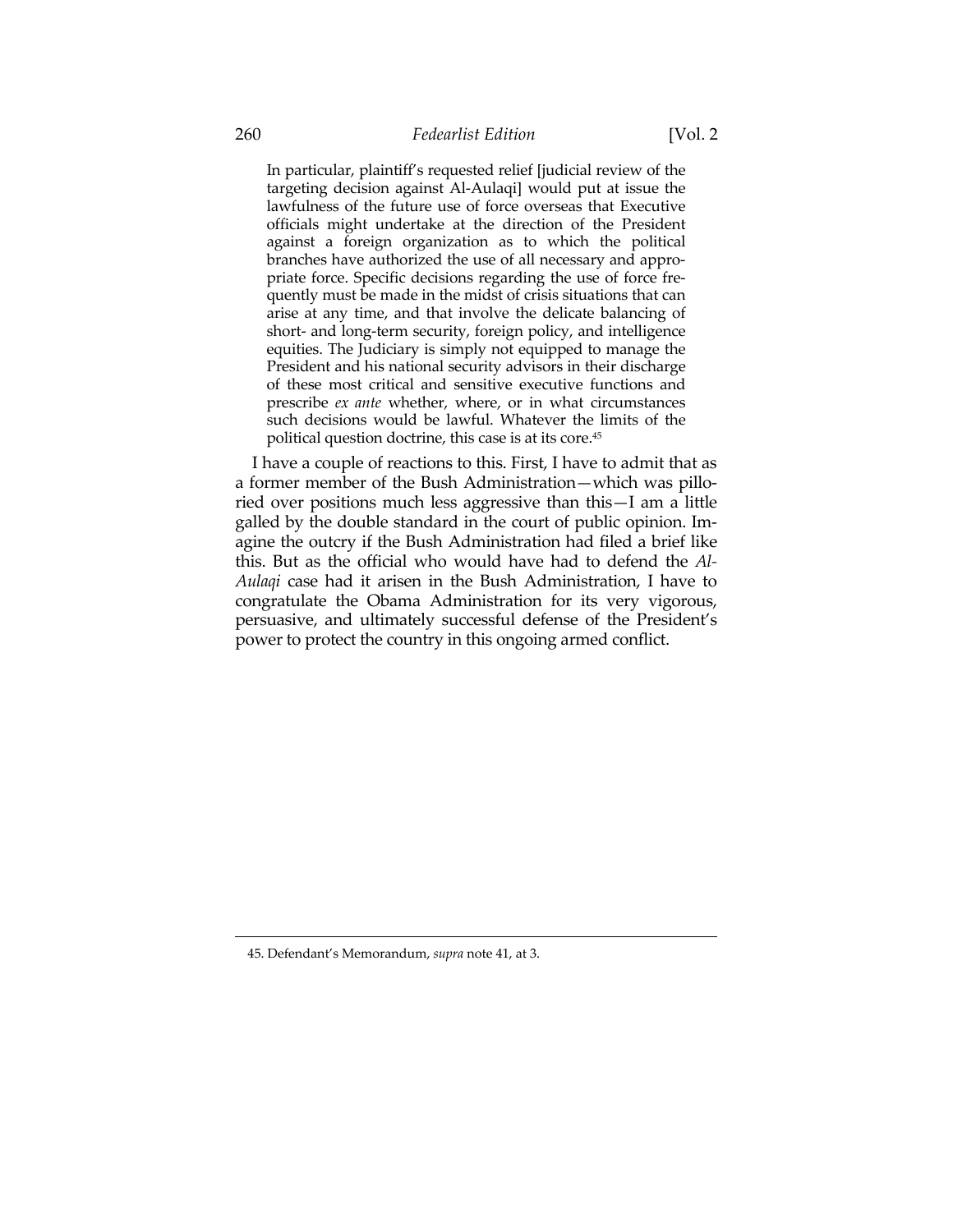> In particular, plaintiff's requested relief [judicial review of the targeting decision against Al-Aulaqi] would put at issue the lawfulness of the future use of force overseas that Executive officials might undertake at the direction of the President against a foreign organization as to which the political branches have authorized the use of all necessary and appropriate force. Specific decisions regarding the use of force frequently must be made in the midst of crisis situations that can arise at any time, and that involve the delicate balancing of short- and long-term security, foreign policy, and intelligence equities. The Judiciary is simply not equipped to manage the President and his national security advisors in their discharge of these most critical and sensitive executive functions and prescribe *ex ante* whether, where, or in what circumstances such decisions would be lawful. Whatever the limits of the political question doctrine, this case is at its core.[45]

I have a couple of reactions to this. First, I have to admit that as a former member of the Bush Administration—which was pilloried over positions much less aggressive than this—I am a little galled by the double standard in the court of public opinion. Imagine the outcry if the Bush Administration had filed a brief like this. But as the official who would have had to defend the *Al-Aulaqi* case had it arisen in the Bush Administration, I have to congratulate the Obama Administration for its very vigorous, persuasive, and ultimately successful defense of the President's power to protect the country in this ongoing armed conflict.

---

45. Defendant's Memorandum, *supra* note 41, at 3.